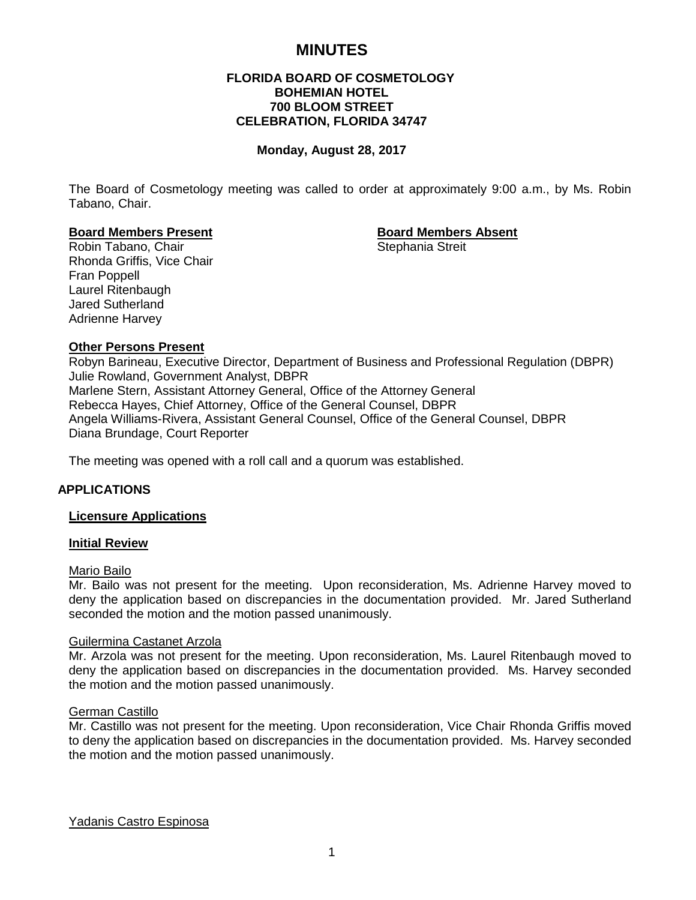# MINUTES

**FLORIDA BOARD OF COSMETOLOGY**
**BOHEMIAN HOTEL**
**700 BLOOM STREET**
**CELEBRATION, FLORIDA 34747**

**Monday, August 28, 2017**

The Board of Cosmetology meeting was called to order at approximately 9:00 a.m., by Ms. Robin Tabano, Chair.

**Board Members Present**
Robin Tabano, Chair
Rhonda Griffis, Vice Chair
Fran Poppell
Laurel Ritenbaugh
Jared Sutherland
Adrienne Harvey

**Board Members Absent**
Stephania Streit

**Other Persons Present**
Robyn Barineau, Executive Director, Department of Business and Professional Regulation (DBPR)
Julie Rowland, Government Analyst, DBPR
Marlene Stern, Assistant Attorney General, Office of the Attorney General
Rebecca Hayes, Chief Attorney, Office of the General Counsel, DBPR
Angela Williams-Rivera, Assistant General Counsel, Office of the General Counsel, DBPR
Diana Brundage, Court Reporter

The meeting was opened with a roll call and a quorum was established.

## APPLICATIONS

### Licensure Applications

### Initial Review

Mario Bailo
Mr. Bailo was not present for the meeting. Upon reconsideration, Ms. Adrienne Harvey moved to deny the application based on discrepancies in the documentation provided. Mr. Jared Sutherland seconded the motion and the motion passed unanimously.

Guilermina Castanet Arzola
Mr. Arzola was not present for the meeting. Upon reconsideration, Ms. Laurel Ritenbaugh moved to deny the application based on discrepancies in the documentation provided. Ms. Harvey seconded the motion and the motion passed unanimously.

German Castillo
Mr. Castillo was not present for the meeting. Upon reconsideration, Vice Chair Rhonda Griffis moved to deny the application based on discrepancies in the documentation provided. Ms. Harvey seconded the motion and the motion passed unanimously.

Yadanis Castro Espinosa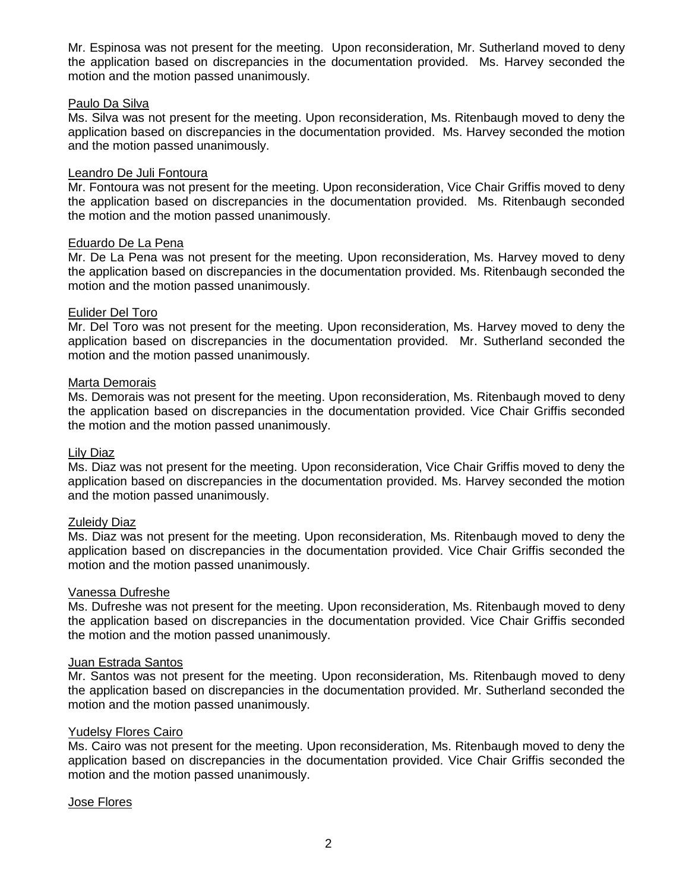Mr. Espinosa was not present for the meeting. Upon reconsideration, Mr. Sutherland moved to deny the application based on discrepancies in the documentation provided. Ms. Harvey seconded the motion and the motion passed unanimously.

<u>Paulo Da Silva</u>

Ms. Silva was not present for the meeting. Upon reconsideration, Ms. Ritenbaugh moved to deny the application based on discrepancies in the documentation provided. Ms. Harvey seconded the motion and the motion passed unanimously.

<u>Leandro De Juli Fontoura</u>

Mr. Fontoura was not present for the meeting. Upon reconsideration, Vice Chair Griffis moved to deny the application based on discrepancies in the documentation provided. Ms. Ritenbaugh seconded the motion and the motion passed unanimously.

<u>Eduardo De La Pena</u>

Mr. De La Pena was not present for the meeting. Upon reconsideration, Ms. Harvey moved to deny the application based on discrepancies in the documentation provided. Ms. Ritenbaugh seconded the motion and the motion passed unanimously.

<u>Eulider Del Toro</u>

Mr. Del Toro was not present for the meeting. Upon reconsideration, Ms. Harvey moved to deny the application based on discrepancies in the documentation provided. Mr. Sutherland seconded the motion and the motion passed unanimously.

<u>Marta Demorais</u>

Ms. Demorais was not present for the meeting. Upon reconsideration, Ms. Ritenbaugh moved to deny the application based on discrepancies in the documentation provided. Vice Chair Griffis seconded the motion and the motion passed unanimously.

<u>Lily Diaz</u>

Ms. Diaz was not present for the meeting. Upon reconsideration, Vice Chair Griffis moved to deny the application based on discrepancies in the documentation provided. Ms. Harvey seconded the motion and the motion passed unanimously.

<u>Zuleidy Diaz</u>

Ms. Diaz was not present for the meeting. Upon reconsideration, Ms. Ritenbaugh moved to deny the application based on discrepancies in the documentation provided. Vice Chair Griffis seconded the motion and the motion passed unanimously.

<u>Vanessa Dufreshe</u>

Ms. Dufreshe was not present for the meeting. Upon reconsideration, Ms. Ritenbaugh moved to deny the application based on discrepancies in the documentation provided. Vice Chair Griffis seconded the motion and the motion passed unanimously.

<u>Juan Estrada Santos</u>

Mr. Santos was not present for the meeting. Upon reconsideration, Ms. Ritenbaugh moved to deny the application based on discrepancies in the documentation provided. Mr. Sutherland seconded the motion and the motion passed unanimously.

<u>Yudelsy Flores Cairo</u>

Ms. Cairo was not present for the meeting. Upon reconsideration, Ms. Ritenbaugh moved to deny the application based on discrepancies in the documentation provided. Vice Chair Griffis seconded the motion and the motion passed unanimously.

<u>Jose Flores</u>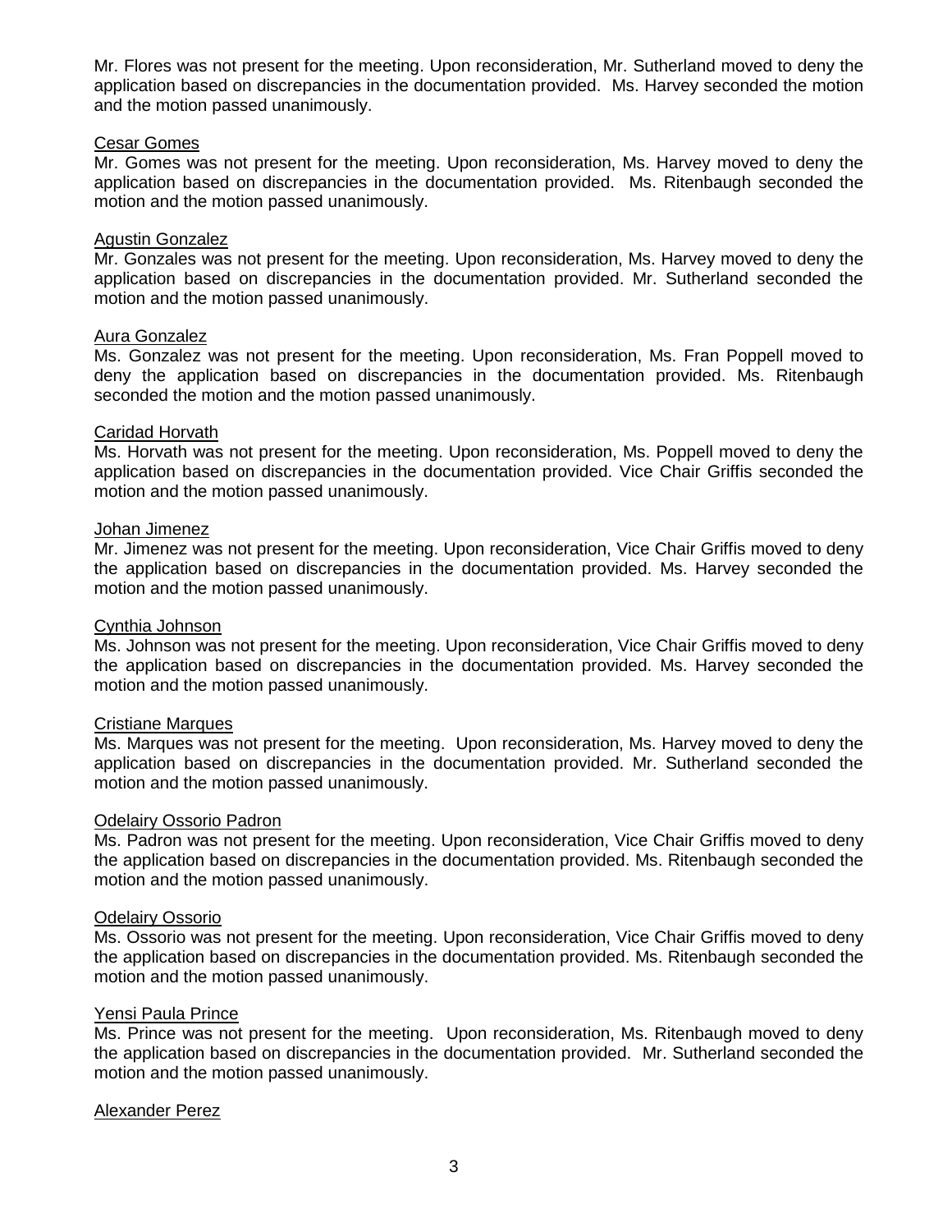Mr. Flores was not present for the meeting. Upon reconsideration, Mr. Sutherland moved to deny the application based on discrepancies in the documentation provided. Ms. Harvey seconded the motion and the motion passed unanimously.

Cesar Gomes

Mr. Gomes was not present for the meeting. Upon reconsideration, Ms. Harvey moved to deny the application based on discrepancies in the documentation provided. Ms. Ritenbaugh seconded the motion and the motion passed unanimously.

Agustin Gonzalez

Mr. Gonzales was not present for the meeting. Upon reconsideration, Ms. Harvey moved to deny the application based on discrepancies in the documentation provided. Mr. Sutherland seconded the motion and the motion passed unanimously.

Aura Gonzalez

Ms. Gonzalez was not present for the meeting. Upon reconsideration, Ms. Fran Poppell moved to deny the application based on discrepancies in the documentation provided. Ms. Ritenbaugh seconded the motion and the motion passed unanimously.

Caridad Horvath

Ms. Horvath was not present for the meeting. Upon reconsideration, Ms. Poppell moved to deny the application based on discrepancies in the documentation provided. Vice Chair Griffis seconded the motion and the motion passed unanimously.

Johan Jimenez

Mr. Jimenez was not present for the meeting. Upon reconsideration, Vice Chair Griffis moved to deny the application based on discrepancies in the documentation provided. Ms. Harvey seconded the motion and the motion passed unanimously.

Cynthia Johnson

Ms. Johnson was not present for the meeting. Upon reconsideration, Vice Chair Griffis moved to deny the application based on discrepancies in the documentation provided. Ms. Harvey seconded the motion and the motion passed unanimously.

Cristiane Marques

Ms. Marques was not present for the meeting. Upon reconsideration, Ms. Harvey moved to deny the application based on discrepancies in the documentation provided. Mr. Sutherland seconded the motion and the motion passed unanimously.

Odelairy Ossorio Padron

Ms. Padron was not present for the meeting. Upon reconsideration, Vice Chair Griffis moved to deny the application based on discrepancies in the documentation provided. Ms. Ritenbaugh seconded the motion and the motion passed unanimously.

Odelairy Ossorio

Ms. Ossorio was not present for the meeting. Upon reconsideration, Vice Chair Griffis moved to deny the application based on discrepancies in the documentation provided. Ms. Ritenbaugh seconded the motion and the motion passed unanimously.

Yensi Paula Prince

Ms. Prince was not present for the meeting. Upon reconsideration, Ms. Ritenbaugh moved to deny the application based on discrepancies in the documentation provided. Mr. Sutherland seconded the motion and the motion passed unanimously.

Alexander Perez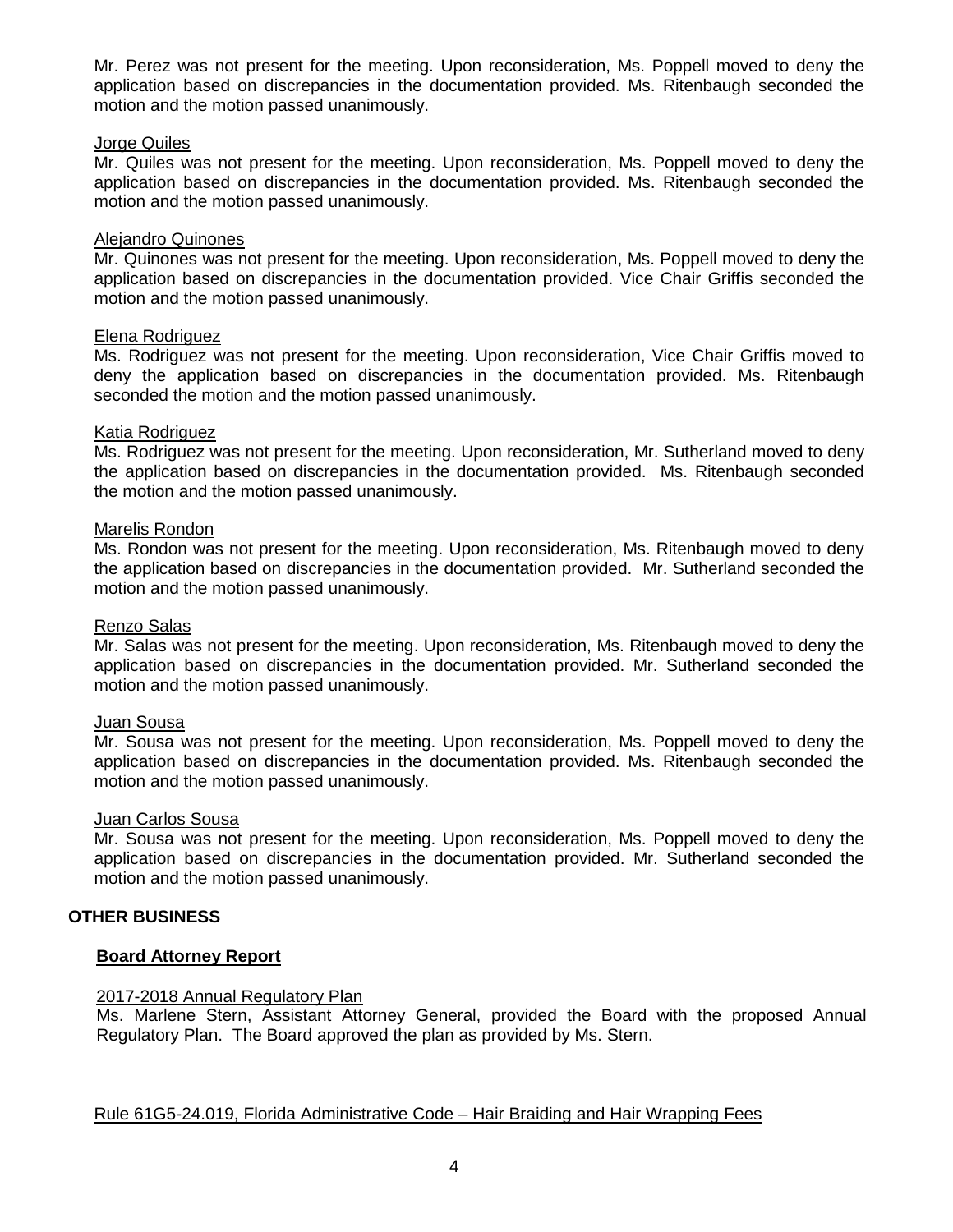Mr. Perez was not present for the meeting. Upon reconsideration, Ms. Poppell moved to deny the application based on discrepancies in the documentation provided. Ms. Ritenbaugh seconded the motion and the motion passed unanimously.

Jorge Quiles

Mr. Quiles was not present for the meeting. Upon reconsideration, Ms. Poppell moved to deny the application based on discrepancies in the documentation provided. Ms. Ritenbaugh seconded the motion and the motion passed unanimously.

Alejandro Quinones

Mr. Quinones was not present for the meeting. Upon reconsideration, Ms. Poppell moved to deny the application based on discrepancies in the documentation provided. Vice Chair Griffis seconded the motion and the motion passed unanimously.

Elena Rodriguez

Ms. Rodriguez was not present for the meeting. Upon reconsideration, Vice Chair Griffis moved to deny the application based on discrepancies in the documentation provided. Ms. Ritenbaugh seconded the motion and the motion passed unanimously.

Katia Rodriguez

Ms. Rodriguez was not present for the meeting. Upon reconsideration, Mr. Sutherland moved to deny the application based on discrepancies in the documentation provided. Ms. Ritenbaugh seconded the motion and the motion passed unanimously.

Marelis Rondon

Ms. Rondon was not present for the meeting. Upon reconsideration, Ms. Ritenbaugh moved to deny the application based on discrepancies in the documentation provided. Mr. Sutherland seconded the motion and the motion passed unanimously.

Renzo Salas

Mr. Salas was not present for the meeting. Upon reconsideration, Ms. Ritenbaugh moved to deny the application based on discrepancies in the documentation provided. Mr. Sutherland seconded the motion and the motion passed unanimously.

Juan Sousa

Mr. Sousa was not present for the meeting. Upon reconsideration, Ms. Poppell moved to deny the application based on discrepancies in the documentation provided. Ms. Ritenbaugh seconded the motion and the motion passed unanimously.

Juan Carlos Sousa

Mr. Sousa was not present for the meeting. Upon reconsideration, Ms. Poppell moved to deny the application based on discrepancies in the documentation provided. Mr. Sutherland seconded the motion and the motion passed unanimously.

## OTHER BUSINESS

### Board Attorney Report

2017-2018 Annual Regulatory Plan

Ms. Marlene Stern, Assistant Attorney General, provided the Board with the proposed Annual Regulatory Plan. The Board approved the plan as provided by Ms. Stern.

Rule 61G5-24.019, Florida Administrative Code – Hair Braiding and Hair Wrapping Fees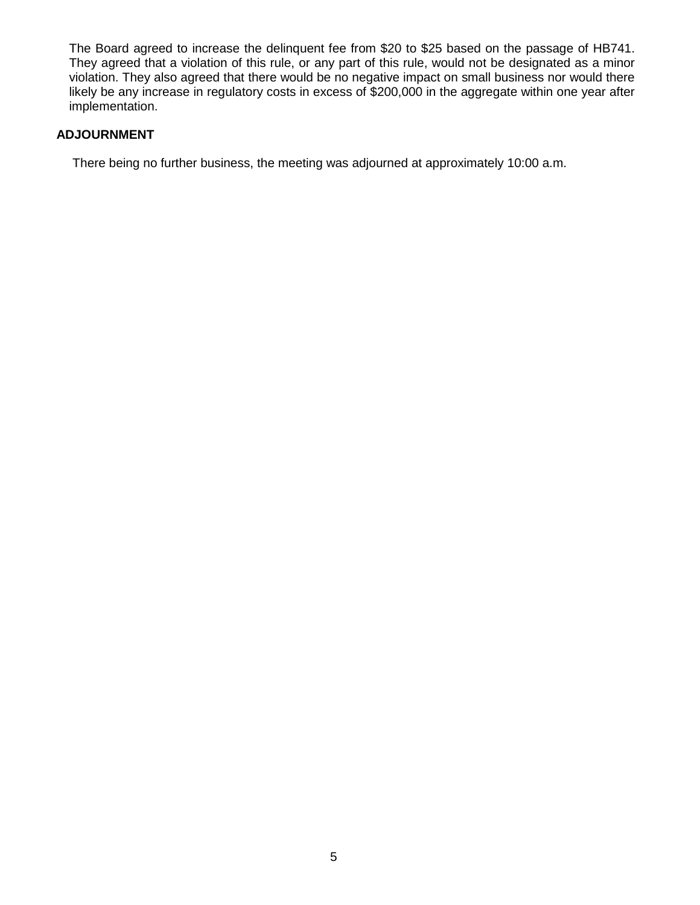The Board agreed to increase the delinquent fee from $20 to $25 based on the passage of HB741. They agreed that a violation of this rule, or any part of this rule, would not be designated as a minor violation. They also agreed that there would be no negative impact on small business nor would there likely be any increase in regulatory costs in excess of $200,000 in the aggregate within one year after implementation.

**ADJOURNMENT**

There being no further business, the meeting was adjourned at approximately 10:00 a.m.